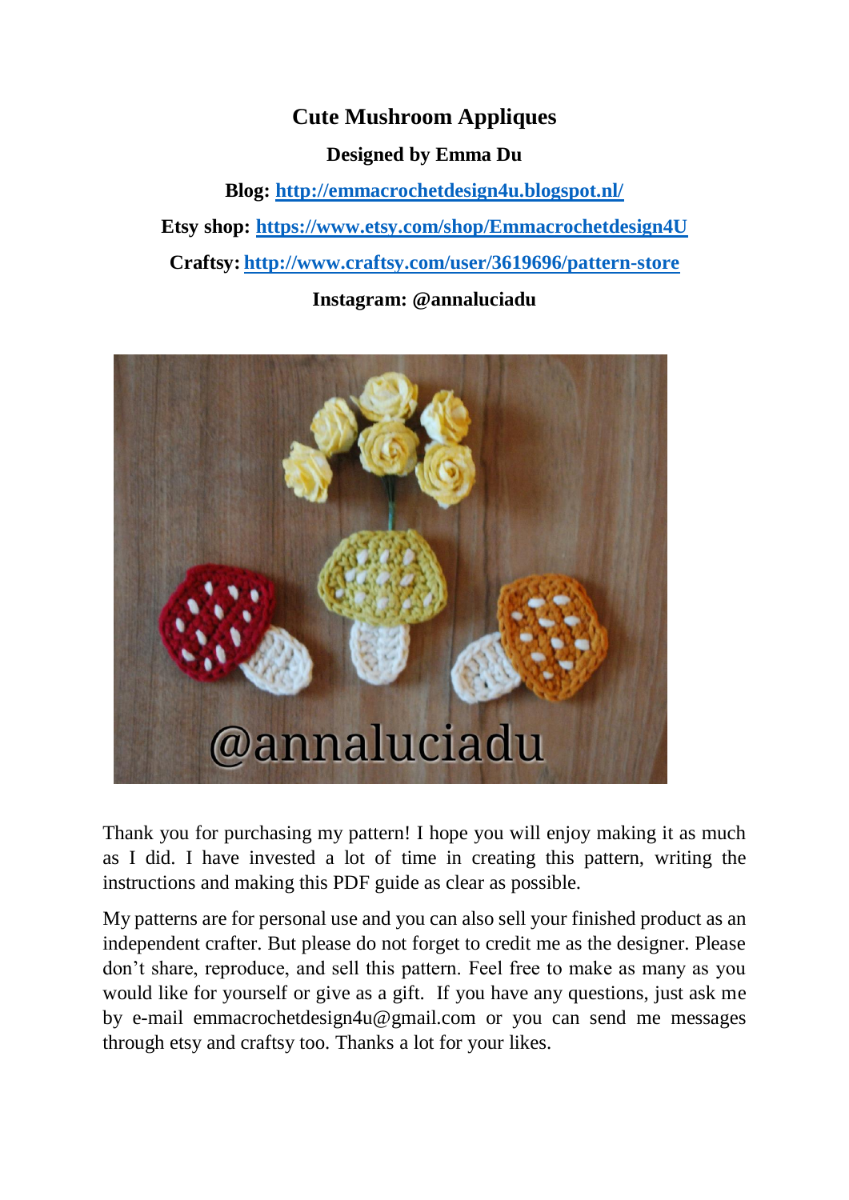# Cute Mushroom Appliques

**Designed by Emma Du**

**Blog: [http://emmacrochetdesign4u.blogspot.nl/](http://emmacrochetdesign4u.blogspot.nl/)**

**Etsy shop: [https://www.etsy.com/shop/Emmacrochetdesign4U](https://www.etsy.com/shop/Emmacrochetdesign4U)**

**Craftsy: [http://www.craftsy.com/user/3619696/pattern-store](http://www.craftsy.com/user/3619696/pattern-store)**

**Instagram: @annaluciadu**

Thank you for purchasing my pattern! I hope you will enjoy making it as much as I did. I have invested a lot of time in creating this pattern, writing the instructions and making this PDF guide as clear as possible.

My patterns are for personal use and you can also sell your finished product as an independent crafter. But please do not forget to credit me as the designer. Please don't share, reproduce, and sell this pattern. Feel free to make as many as you would like for yourself or give as a gift. If you have any questions, just ask me by e-mail emmacrochetdesign4u@gmail.com or you can send me messages through etsy and craftsy too. Thanks a lot for your likes.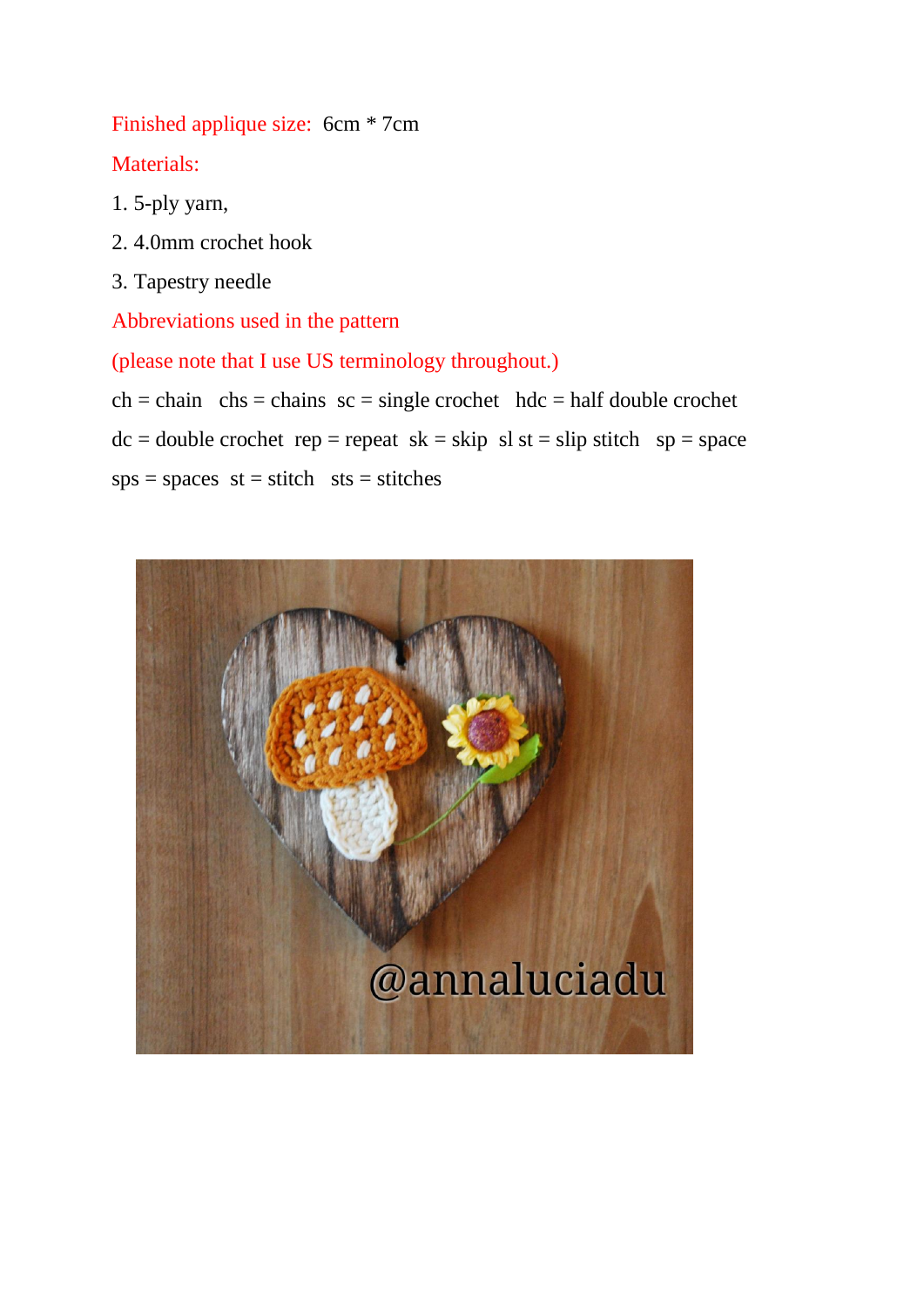Finished applique size: 6cm * 7cm

Materials:

1. 5-ply yarn,
2. 4.0mm crochet hook
3. Tapestry needle

Abbreviations used in the pattern

(please note that I use US terminology throughout.)

ch = chain chs = chains sc = single crochet hdc = half double crochet

dc = double crochet rep = repeat sk = skip sl st = slip stitch sp = space

sps = spaces st = stitch sts = stitches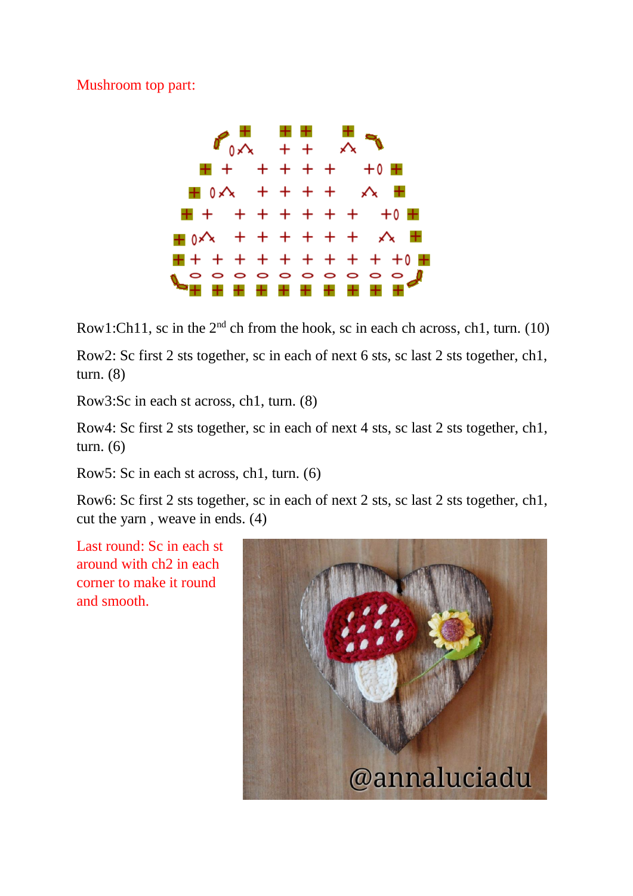Mushroom top part:

Row1:Ch11, sc in the 2nd ch from the hook, sc in each ch across, ch1, turn. (10)

Row2: Sc first 2 sts together, sc in each of next 6 sts, sc last 2 sts together, ch1, turn. (8)

Row3:Sc in each st across, ch1, turn. (8)

Row4: Sc first 2 sts together, sc in each of next 4 sts, sc last 2 sts together, ch1, turn. (6)

Row5: Sc in each st across, ch1, turn. (6)

Row6: Sc first 2 sts together, sc in each of next 2 sts, sc last 2 sts together, ch1, cut the yarn , weave in ends. (4)

Last round: Sc in each st around with ch2 in each corner to make it round and smooth.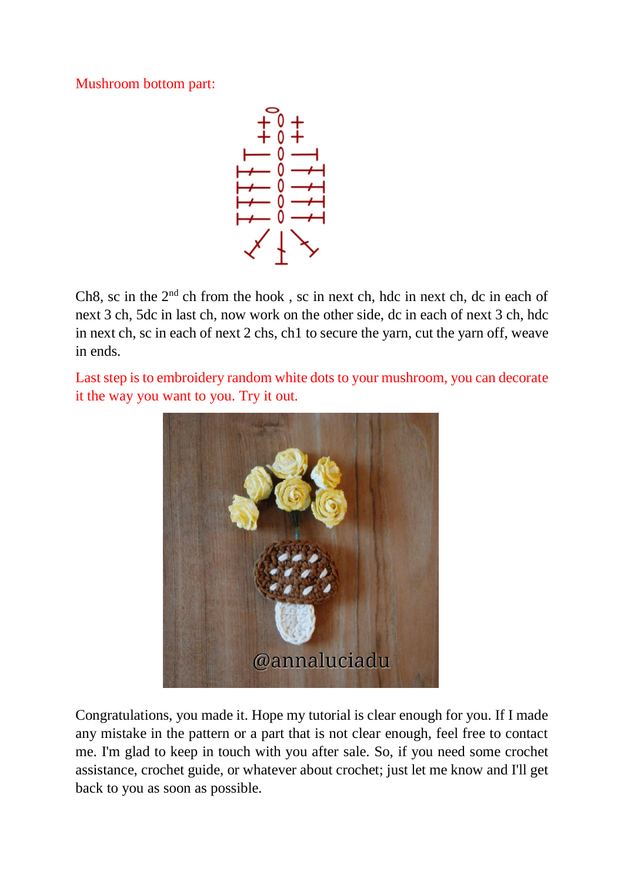Mushroom bottom part:

Ch8, sc in the 2nd ch from the hook , sc in next ch, hdc in next ch, dc in each of next 3 ch, 5dc in last ch, now work on the other side, dc in each of next 3 ch, hdc in next ch, sc in each of next 2 chs, ch1 to secure the yarn, cut the yarn off, weave in ends.

Last step is to embroidery random white dots to your mushroom, you can decorate it the way you want to you. Try it out.

Congratulations, you made it. Hope my tutorial is clear enough for you. If I made any mistake in the pattern or a part that is not clear enough, feel free to contact me. I'm glad to keep in touch with you after sale. So, if you need some crochet assistance, crochet guide, or whatever about crochet; just let me know and I'll get back to you as soon as possible.